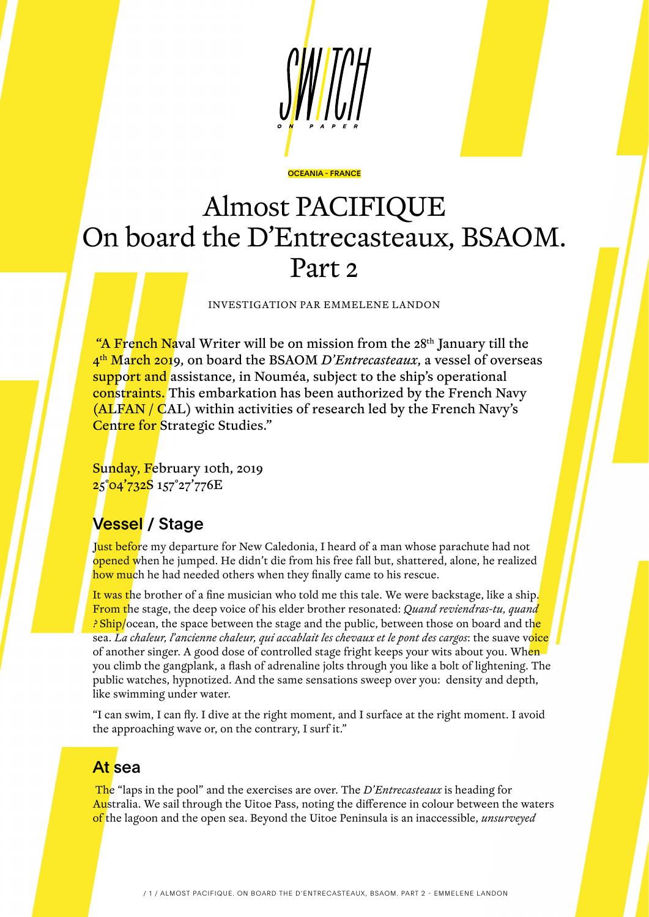SWITCH ON PAPER

OCEANIA - FRANCE

# Almost PACIFIQUE
# On board the D'Entrecasteaux, BSAOM.
# Part 2

INVESTIGATION PAR EMMELENE LANDON

"A French Naval Writer will be on mission from the 28th January till the 4th March 2019, on board the BSAOM *D'Entrecasteaux*, a vessel of overseas support and assistance, in Nouméa, subject to the ship's operational constraints. This embarkation has been authorized by the French Navy (ALFAN / CAL) within activities of research led by the French Navy's Centre for Strategic Studies."

Sunday, February 10th, 2019
25°04'732S 157°27'776E

## Vessel / Stage

Just before my departure for New Caledonia, I heard of a man whose parachute had not opened when he jumped. He didn't die from his free fall but, shattered, alone, he realized how much he had needed others when they finally came to his rescue.

It was the brother of a fine musician who told me this tale. We were backstage, like a ship. From the stage, the deep voice of his elder brother resonated: *Quand reviendras-tu, quand ?* Ship/ocean, the space between the stage and the public, between those on board and the sea. *La chaleur, l'ancienne chaleur, qui accablait les chevaux et le pont des cargos*: the suave voice of another singer. A good dose of controlled stage fright keeps your wits about you. When you climb the gangplank, a flash of adrenaline jolts through you like a bolt of lightening. The public watches, hypnotized. And the same sensations sweep over you: density and depth, like swimming under water.

"I can swim, I can fly. I dive at the right moment, and I surface at the right moment. I avoid the approaching wave or, on the contrary, I surf it."

## At sea

The "laps in the pool" and the exercises are over. The *D'Entrecasteaux* is heading for Australia. We sail through the Uitoe Pass, noting the difference in colour between the waters of the lagoon and the open sea. Beyond the Uitoe Peninsula is an inaccessible, *unsurveyed*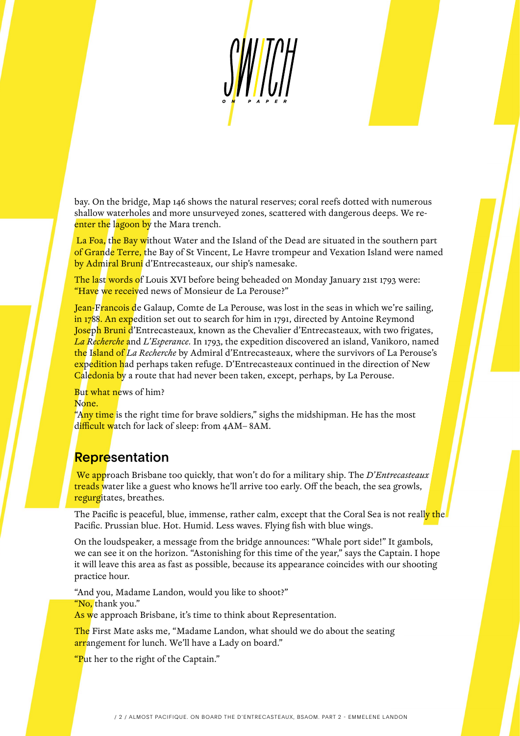bay. On the bridge, Map 146 shows the natural reserves; coral reefs dotted with numerous shallow waterholes and more unsurveyed zones, scattered with dangerous deeps. We re-enter the lagoon by the Mara trench.

La Foa, the Bay without Water and the Island of the Dead are situated in the southern part of Grande Terre, the Bay of St Vincent, Le Havre trompeur and Vexation Island were named by Admiral Bruni d'Entrecasteaux, our ship's namesake.

The last words of Louis XVI before being beheaded on Monday January 21st 1793 were: "Have we received news of Monsieur de La Perouse?"

Jean-Francois de Galaup, Comte de La Perouse, was lost in the seas in which we're sailing, in 1788. An expedition set out to search for him in 1791, directed by Antoine Reymond Joseph Bruni d'Entrecasteaux, known as the Chevalier d'Entrecasteaux, with two frigates, *La Recherche* and *L'Esperance.* In 1793, the expedition discovered an island, Vanikoro, named the Island of *La Recherche* by Admiral d'Entrecasteaux, where the survivors of La Perouse's expedition had perhaps taken refuge. D'Entrecasteaux continued in the direction of New Caledonia by a route that had never been taken, except, perhaps, by La Perouse.

But what news of him?
None.
"Any time is the right time for brave soldiers," sighs the midshipman. He has the most difficult watch for lack of sleep: from 4AM– 8AM.

## Representation

We approach Brisbane too quickly, that won't do for a military ship. The *D'Entrecasteaux* treads water like a guest who knows he'll arrive too early. Off the beach, the sea growls, regurgitates, breathes.

The Pacific is peaceful, blue, immense, rather calm, except that the Coral Sea is not really the Pacific. Prussian blue. Hot. Humid. Less waves. Flying fish with blue wings.

On the loudspeaker, a message from the bridge announces: "Whale port side!" It gambols, we can see it on the horizon. "Astonishing for this time of the year," says the Captain. I hope it will leave this area as fast as possible, because its appearance coincides with our shooting practice hour.

"And you, Madame Landon, would you like to shoot?"
"No, thank you."
As we approach Brisbane, it's time to think about Representation.

The First Mate asks me, "Madame Landon, what should we do about the seating arrangement for lunch. We'll have a Lady on board."

"Put her to the right of the Captain."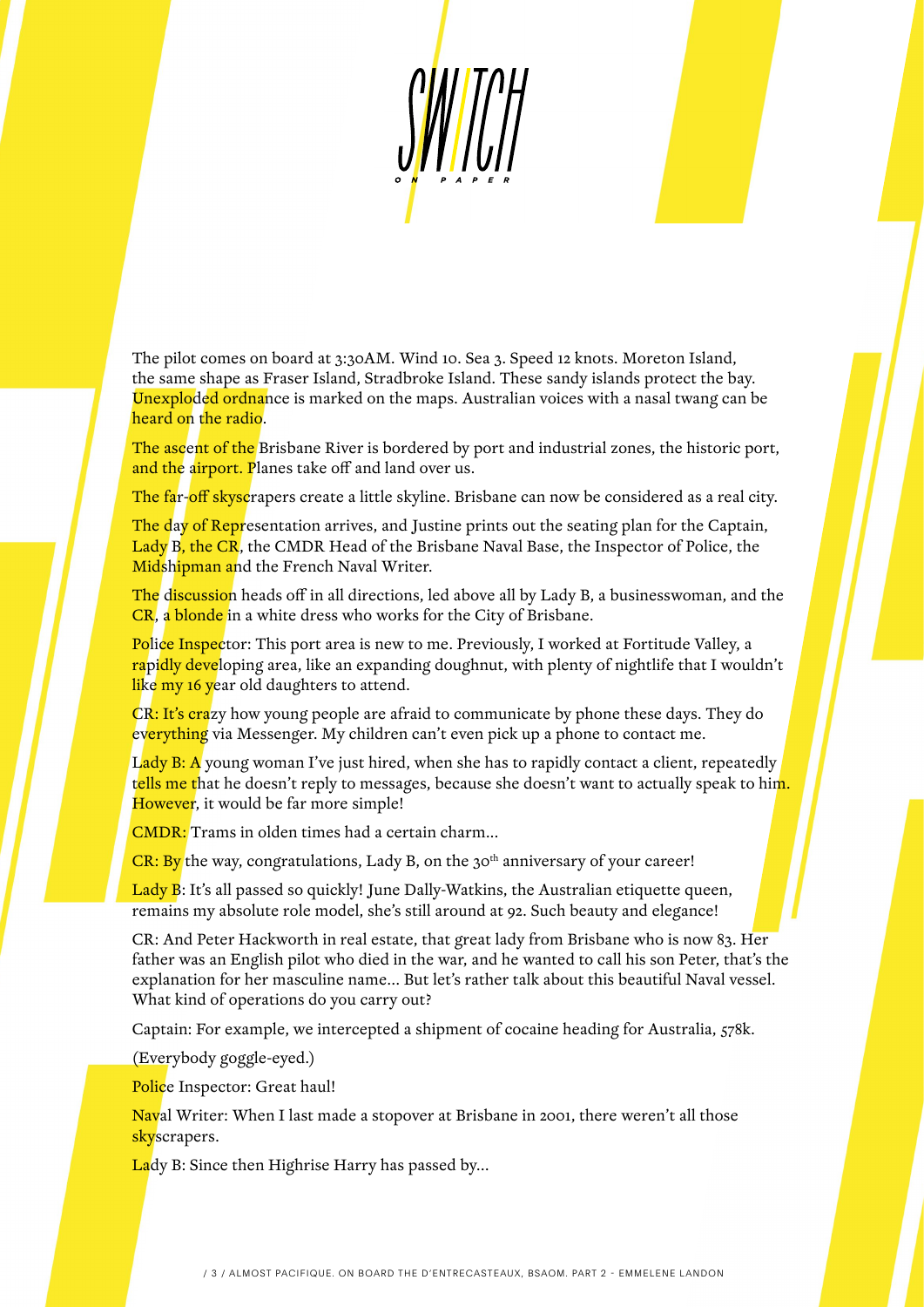The pilot comes on board at 3:30AM. Wind 10. Sea 3. Speed 12 knots. Moreton Island, the same shape as Fraser Island, Stradbroke Island. These sandy islands protect the bay. Unexploded ordnance is marked on the maps. Australian voices with a nasal twang can be heard on the radio.

The ascent of the Brisbane River is bordered by port and industrial zones, the historic port, and the airport. Planes take off and land over us.

The far-off skyscrapers create a little skyline. Brisbane can now be considered as a real city.

The day of Representation arrives, and Justine prints out the seating plan for the Captain, Lady B, the CR, the CMDR Head of the Brisbane Naval Base, the Inspector of Police, the Midshipman and the French Naval Writer.

The discussion heads off in all directions, led above all by Lady B, a businesswoman, and the CR, a blonde in a white dress who works for the City of Brisbane.

Police Inspector: This port area is new to me. Previously, I worked at Fortitude Valley, a rapidly developing area, like an expanding doughnut, with plenty of nightlife that I wouldn't like my 16 year old daughters to attend.

CR: It's crazy how young people are afraid to communicate by phone these days. They do everything via Messenger. My children can't even pick up a phone to contact me.

Lady B: A young woman I've just hired, when she has to rapidly contact a client, repeatedly tells me that he doesn't reply to messages, because she doesn't want to actually speak to him. However, it would be far more simple!

CMDR: Trams in olden times had a certain charm…

CR: By the way, congratulations, Lady B, on the 30th anniversary of your career!

Lady B: It's all passed so quickly! June Dally-Watkins, the Australian etiquette queen, remains my absolute role model, she's still around at 92. Such beauty and elegance!

CR: And Peter Hackworth in real estate, that great lady from Brisbane who is now 83. Her father was an English pilot who died in the war, and he wanted to call his son Peter, that's the explanation for her masculine name… But let's rather talk about this beautiful Naval vessel. What kind of operations do you carry out?

Captain: For example, we intercepted a shipment of cocaine heading for Australia, 578k.

(Everybody goggle-eyed.)

Police Inspector: Great haul!

Naval Writer: When I last made a stopover at Brisbane in 2001, there weren't all those skyscrapers.

Lady B: Since then Highrise Harry has passed by…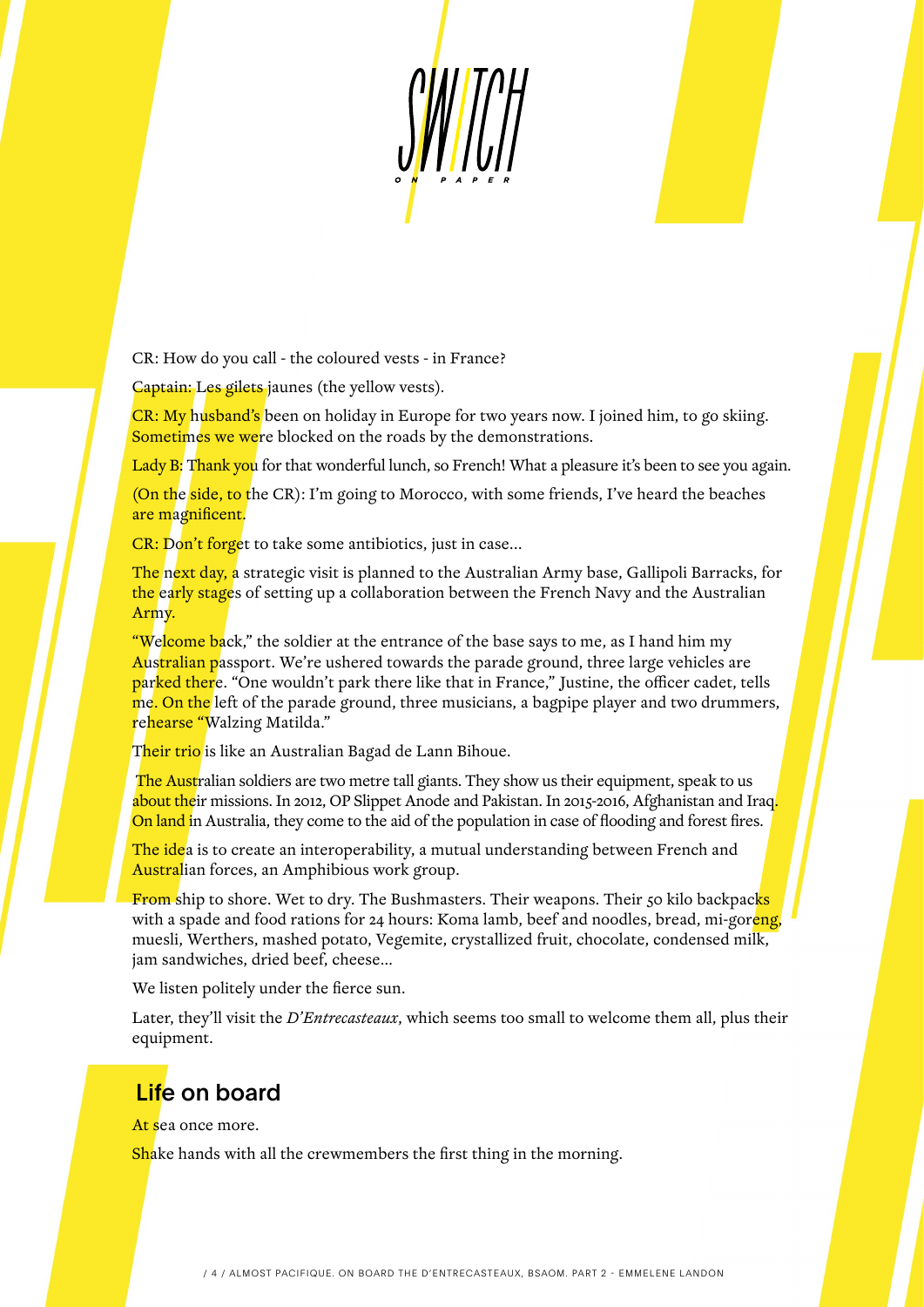CR: How do you call - the coloured vests - in France?

Captain: Les gilets jaunes (the yellow vests).

CR: My husband's been on holiday in Europe for two years now. I joined him, to go skiing. Sometimes we were blocked on the roads by the demonstrations.

Lady B: Thank you for that wonderful lunch, so French! What a pleasure it's been to see you again.

(On the side, to the CR): I'm going to Morocco, with some friends, I've heard the beaches are magnificent.

CR: Don't forget to take some antibiotics, just in case...

The next day, a strategic visit is planned to the Australian Army base, Gallipoli Barracks, for the early stages of setting up a collaboration between the French Navy and the Australian Army.

"Welcome back," the soldier at the entrance of the base says to me, as I hand him my Australian passport. We're ushered towards the parade ground, three large vehicles are parked there. "One wouldn't park there like that in France," Justine, the officer cadet, tells me. On the left of the parade ground, three musicians, a bagpipe player and two drummers, rehearse "Walzing Matilda."

Their trio is like an Australian Bagad de Lann Bihoue.

The Australian soldiers are two metre tall giants. They show us their equipment, speak to us about their missions. In 2012, OP Slippet Anode and Pakistan. In 2015-2016, Afghanistan and Iraq. On land in Australia, they come to the aid of the population in case of flooding and forest fires.

The idea is to create an interoperability, a mutual understanding between French and Australian forces, an Amphibious work group.

From ship to shore. Wet to dry. The Bushmasters. Their weapons. Their 50 kilo backpacks with a spade and food rations for 24 hours: Koma lamb, beef and noodles, bread, mi-goreng, muesli, Werthers, mashed potato, Vegemite, crystallized fruit, chocolate, condensed milk, jam sandwiches, dried beef, cheese...

We listen politely under the fierce sun.

Later, they'll visit the *D'Entrecasteaux*, which seems too small to welcome them all, plus their equipment.

## Life on board

At sea once more.

Shake hands with all the crewmembers the first thing in the morning.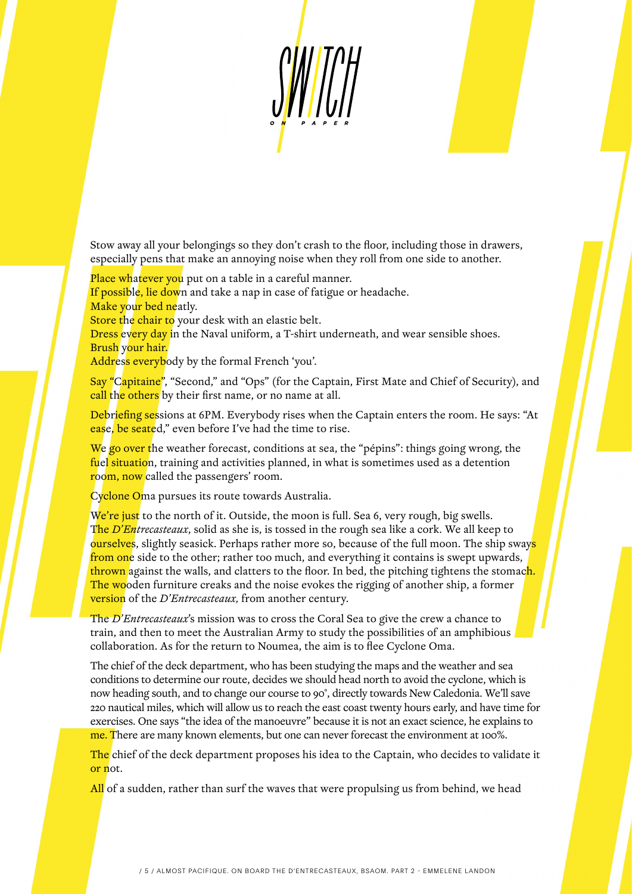Stow away all your belongings so they don't crash to the floor, including those in drawers, especially pens that make an annoying noise when they roll from one side to another.

Place whatever you put on a table in a careful manner.
If possible, lie down and take a nap in case of fatigue or headache.
Make your bed neatly.
Store the chair to your desk with an elastic belt.
Dress every day in the Naval uniform, a T-shirt underneath, and wear sensible shoes.
Brush your hair.
Address everybody by the formal French 'you'.

Say "Capitaine", "Second," and "Ops" (for the Captain, First Mate and Chief of Security), and call the others by their first name, or no name at all.

Debriefing sessions at 6PM. Everybody rises when the Captain enters the room. He says: "At ease, be seated," even before I've had the time to rise.

We go over the weather forecast, conditions at sea, the "pépins": things going wrong, the fuel situation, training and activities planned, in what is sometimes used as a detention room, now called the passengers' room.

Cyclone Oma pursues its route towards Australia.

We're just to the north of it. Outside, the moon is full. Sea 6, very rough, big swells. The *D'Entrecasteaux*, solid as she is, is tossed in the rough sea like a cork. We all keep to ourselves, slightly seasick. Perhaps rather more so, because of the full moon. The ship sways from one side to the other; rather too much, and everything it contains is swept upwards, thrown against the walls, and clatters to the floor. In bed, the pitching tightens the stomach. The wooden furniture creaks and the noise evokes the rigging of another ship, a former version of the *D'Entrecasteaux,* from another century.

The *D'Entrecasteaux*'s mission was to cross the Coral Sea to give the crew a chance to train, and then to meet the Australian Army to study the possibilities of an amphibious collaboration. As for the return to Noumea, the aim is to flee Cyclone Oma.

The chief of the deck department, who has been studying the maps and the weather and sea conditions to determine our route, decides we should head north to avoid the cyclone, which is now heading south, and to change our course to 90°, directly towards New Caledonia. We'll save 220 nautical miles, which will allow us to reach the east coast twenty hours early, and have time for exercises. One says "the idea of the manoeuvre" because it is not an exact science, he explains to me. There are many known elements, but one can never forecast the environment at 100%.

The chief of the deck department proposes his idea to the Captain, who decides to validate it or not.

All of a sudden, rather than surf the waves that were propulsing us from behind, we head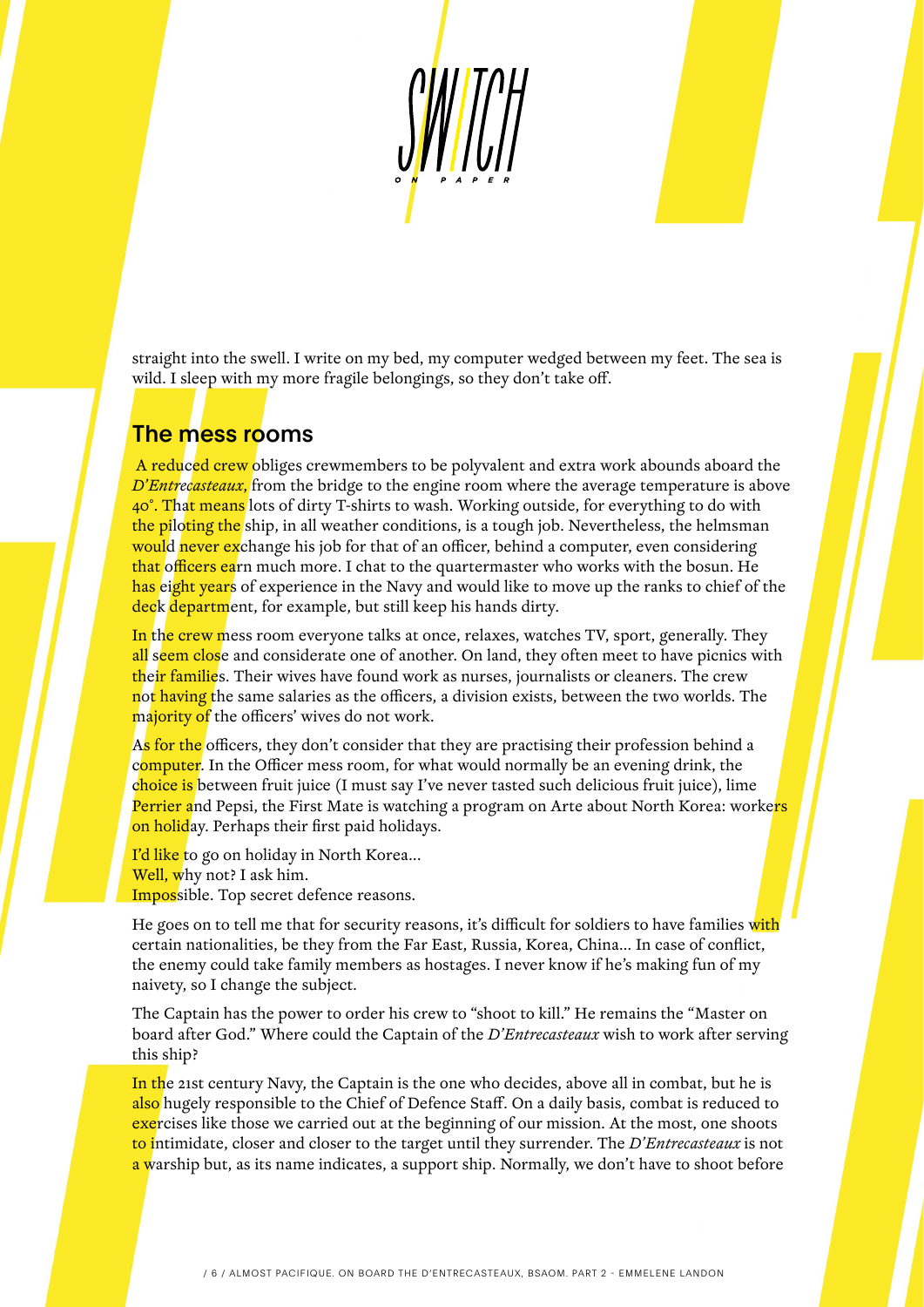straight into the swell. I write on my bed, my computer wedged between my feet. The sea is wild. I sleep with my more fragile belongings, so they don't take off.

## The mess rooms

A reduced crew obliges crewmembers to be polyvalent and extra work abounds aboard the *D'Entrecasteaux*, from the bridge to the engine room where the average temperature is above 40°. That means lots of dirty T-shirts to wash. Working outside, for everything to do with the piloting the ship, in all weather conditions, is a tough job. Nevertheless, the helmsman would never exchange his job for that of an officer, behind a computer, even considering that officers earn much more. I chat to the quartermaster who works with the bosun. He has eight years of experience in the Navy and would like to move up the ranks to chief of the deck department, for example, but still keep his hands dirty.

In the crew mess room everyone talks at once, relaxes, watches TV, sport, generally. They all seem close and considerate one of another. On land, they often meet to have picnics with their families. Their wives have found work as nurses, journalists or cleaners. The crew not having the same salaries as the officers, a division exists, between the two worlds. The majority of the officers' wives do not work.

As for the officers, they don't consider that they are practising their profession behind a computer. In the Officer mess room, for what would normally be an evening drink, the choice is between fruit juice (I must say I've never tasted such delicious fruit juice), lime Perrier and Pepsi, the First Mate is watching a program on Arte about North Korea: workers on holiday. Perhaps their first paid holidays.

I'd like to go on holiday in North Korea...
Well, why not? I ask him.
Impossible. Top secret defence reasons.

He goes on to tell me that for security reasons, it's difficult for soldiers to have families with certain nationalities, be they from the Far East, Russia, Korea, China... In case of conflict, the enemy could take family members as hostages. I never know if he's making fun of my naivety, so I change the subject.

The Captain has the power to order his crew to "shoot to kill." He remains the "Master on board after God." Where could the Captain of the *D'Entrecasteaux* wish to work after serving this ship?

In the 21st century Navy, the Captain is the one who decides, above all in combat, but he is also hugely responsible to the Chief of Defence Staff. On a daily basis, combat is reduced to exercises like those we carried out at the beginning of our mission. At the most, one shoots to intimidate, closer and closer to the target until they surrender. The *D'Entrecasteaux* is not a warship but, as its name indicates, a support ship. Normally, we don't have to shoot before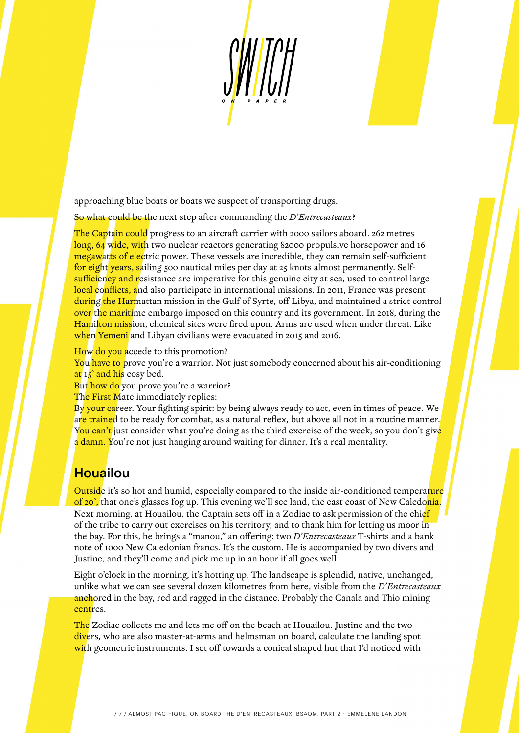approaching blue boats or boats we suspect of transporting drugs.

So what could be the next step after commanding the *D'Entrecasteaux*?

The Captain could progress to an aircraft carrier with 2000 sailors aboard. 262 metres long, 64 wide, with two nuclear reactors generating 82000 propulsive horsepower and 16 megawatts of electric power. These vessels are incredible, they can remain self-sufficient for eight years, sailing 500 nautical miles per day at 25 knots almost permanently. Self-sufficiency and resistance are imperative for this genuine city at sea, used to control large local conflicts, and also participate in international missions. In 2011, France was present during the Harmattan mission in the Gulf of Syrte, off Libya, and maintained a strict control over the maritime embargo imposed on this country and its government. In 2018, during the Hamilton mission, chemical sites were fired upon. Arms are used when under threat. Like when Yemeni and Libyan civilians were evacuated in 2015 and 2016.

How do you accede to this promotion?
You have to prove you're a warrior. Not just somebody concerned about his air-conditioning at 15° and his cosy bed.
But how do you prove you're a warrior?
The First Mate immediately replies:
By your career. Your fighting spirit: by being always ready to act, even in times of peace. We are trained to be ready for combat, as a natural reflex, but above all not in a routine manner. You can't just consider what you're doing as the third exercise of the week, so you don't give a damn. You're not just hanging around waiting for dinner. It's a real mentality.

## Houailou

Outside it's so hot and humid, especially compared to the inside air-conditioned temperature of 20°, that one's glasses fog up. This evening we'll see land, the east coast of New Caledonia. Next morning, at Houailou, the Captain sets off in a Zodiac to ask permission of the chief of the tribe to carry out exercises on his territory, and to thank him for letting us moor in the bay. For this, he brings a "manou," an offering: two *D'Entrecasteaux* T-shirts and a bank note of 1000 New Caledonian francs. It's the custom. He is accompanied by two divers and Justine, and they'll come and pick me up in an hour if all goes well.

Eight o'clock in the morning, it's hotting up. The landscape is splendid, native, unchanged, unlike what we can see several dozen kilometres from here, visible from the *D'Entrecasteaux* anchored in the bay, red and ragged in the distance. Probably the Canala and Thio mining centres.

The Zodiac collects me and lets me off on the beach at Houailou. Justine and the two divers, who are also master-at-arms and helmsman on board, calculate the landing spot with geometric instruments. I set off towards a conical shaped hut that I'd noticed with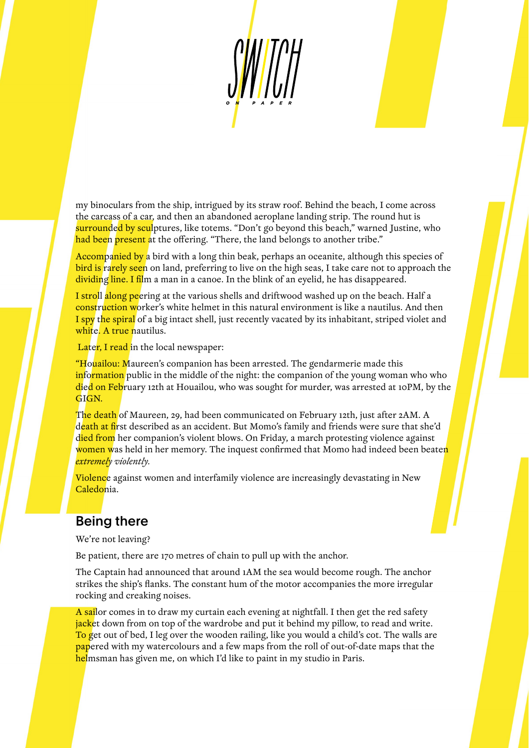my binoculars from the ship, intrigued by its straw roof. Behind the beach, I come across the carcass of a car, and then an abandoned aeroplane landing strip. The round hut is surrounded by sculptures, like totems. "Don't go beyond this beach," warned Justine, who had been present at the offering. "There, the land belongs to another tribe."

Accompanied by a bird with a long thin beak, perhaps an oceanite, although this species of bird is rarely seen on land, preferring to live on the high seas, I take care not to approach the dividing line. I film a man in a canoe. In the blink of an eyelid, he has disappeared.

I stroll along peering at the various shells and driftwood washed up on the beach. Half a construction worker's white helmet in this natural environment is like a nautilus. And then I spy the spiral of a big intact shell, just recently vacated by its inhabitant, striped violet and white. A true nautilus.

Later, I read in the local newspaper:

"Houailou: Maureen's companion has been arrested. The gendarmerie made this information public in the middle of the night: the companion of the young woman who who died on February 12th at Houailou, who was sought for murder, was arrested at 10PM, by the GIGN.

The death of Maureen, 29, had been communicated on February 12th, just after 2AM. A death at first described as an accident. But Momo's family and friends were sure that she'd died from her companion's violent blows. On Friday, a march protesting violence against women was held in her memory. The inquest confirmed that Momo had indeed been beaten *extremely violently*.

Violence against women and interfamily violence are increasingly devastating in New Caledonia.

## Being there

We're not leaving?

Be patient, there are 170 metres of chain to pull up with the anchor.

The Captain had announced that around 1AM the sea would become rough. The anchor strikes the ship's flanks. The constant hum of the motor accompanies the more irregular rocking and creaking noises.

A sailor comes in to draw my curtain each evening at nightfall. I then get the red safety jacket down from on top of the wardrobe and put it behind my pillow, to read and write. To get out of bed, I leg over the wooden railing, like you would a child's cot. The walls are papered with my watercolours and a few maps from the roll of out-of-date maps that the helmsman has given me, on which I'd like to paint in my studio in Paris.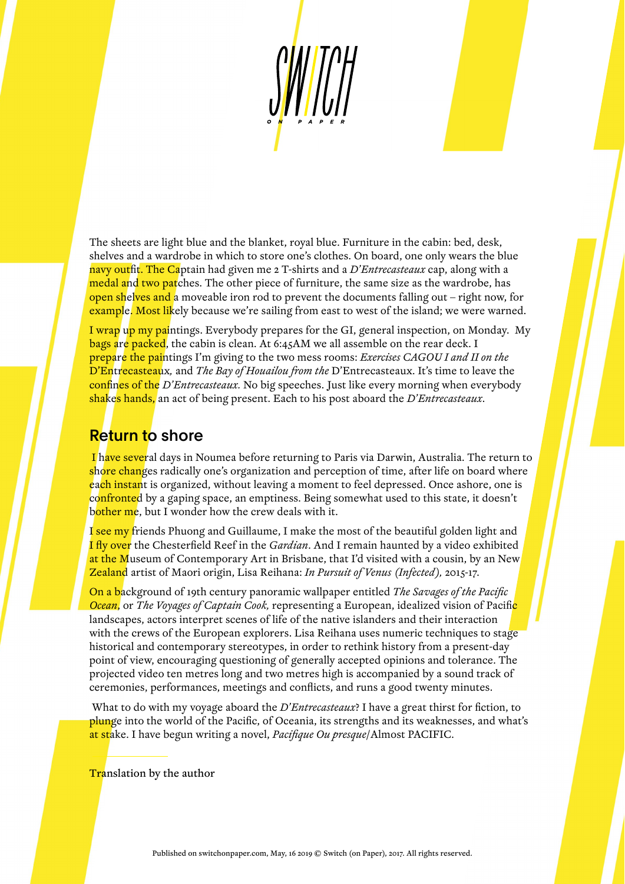The sheets are light blue and the blanket, royal blue. Furniture in the cabin: bed, desk, shelves and a wardrobe in which to store one's clothes. On board, one only wears the blue navy outfit. The Captain had given me 2 T-shirts and a *D'Entrecasteaux* cap, along with a medal and two patches. The other piece of furniture, the same size as the wardrobe, has open shelves and a moveable iron rod to prevent the documents falling out – right now, for example. Most likely because we're sailing from east to west of the island; we were warned.

I wrap up my paintings. Everybody prepares for the GI, general inspection, on Monday. My bags are packed, the cabin is clean. At 6:45AM we all assemble on the rear deck. I prepare the paintings I'm giving to the two mess rooms: *Exercises CAGOU I and II on the* D'Entrecasteaux, and *The Bay of Houailou from the* D'Entrecasteaux. It's time to leave the confines of the *D'Entrecasteaux*. No big speeches. Just like every morning when everybody shakes hands, an act of being present. Each to his post aboard the *D'Entrecasteaux*.

## Return to shore

I have several days in Noumea before returning to Paris via Darwin, Australia. The return to shore changes radically one's organization and perception of time, after life on board where each instant is organized, without leaving a moment to feel depressed. Once ashore, one is confronted by a gaping space, an emptiness. Being somewhat used to this state, it doesn't bother me, but I wonder how the crew deals with it.

I see my friends Phuong and Guillaume, I make the most of the beautiful golden light and I fly over the Chesterfield Reef in the *Gardian*. And I remain haunted by a video exhibited at the Museum of Contemporary Art in Brisbane, that I'd visited with a cousin, by an New Zealand artist of Maori origin, Lisa Reihana: *In Pursuit of Venus (Infected)*, 2015-17.

On a background of 19th century panoramic wallpaper entitled *The Savages of the Pacific Ocean*, or *The Voyages of Captain Cook,* representing a European, idealized vision of Pacific landscapes, actors interpret scenes of life of the native islanders and their interaction with the crews of the European explorers. Lisa Reihana uses numeric techniques to stage historical and contemporary stereotypes, in order to rethink history from a present-day point of view, encouraging questioning of generally accepted opinions and tolerance. The projected video ten metres long and two metres high is accompanied by a sound track of ceremonies, performances, meetings and conflicts, and runs a good twenty minutes.

What to do with my voyage aboard the *D'Entrecasteaux*? I have a great thirst for fiction, to plunge into the world of the Pacific, of Oceania, its strengths and its weaknesses, and what's at stake. I have begun writing a novel, *Pacifique Ou presque*/Almost PACIFIC.

Translation by the author

Published on switchonpaper.com, May, 16 2019 © Switch (on Paper), 2017. All rights reserved.